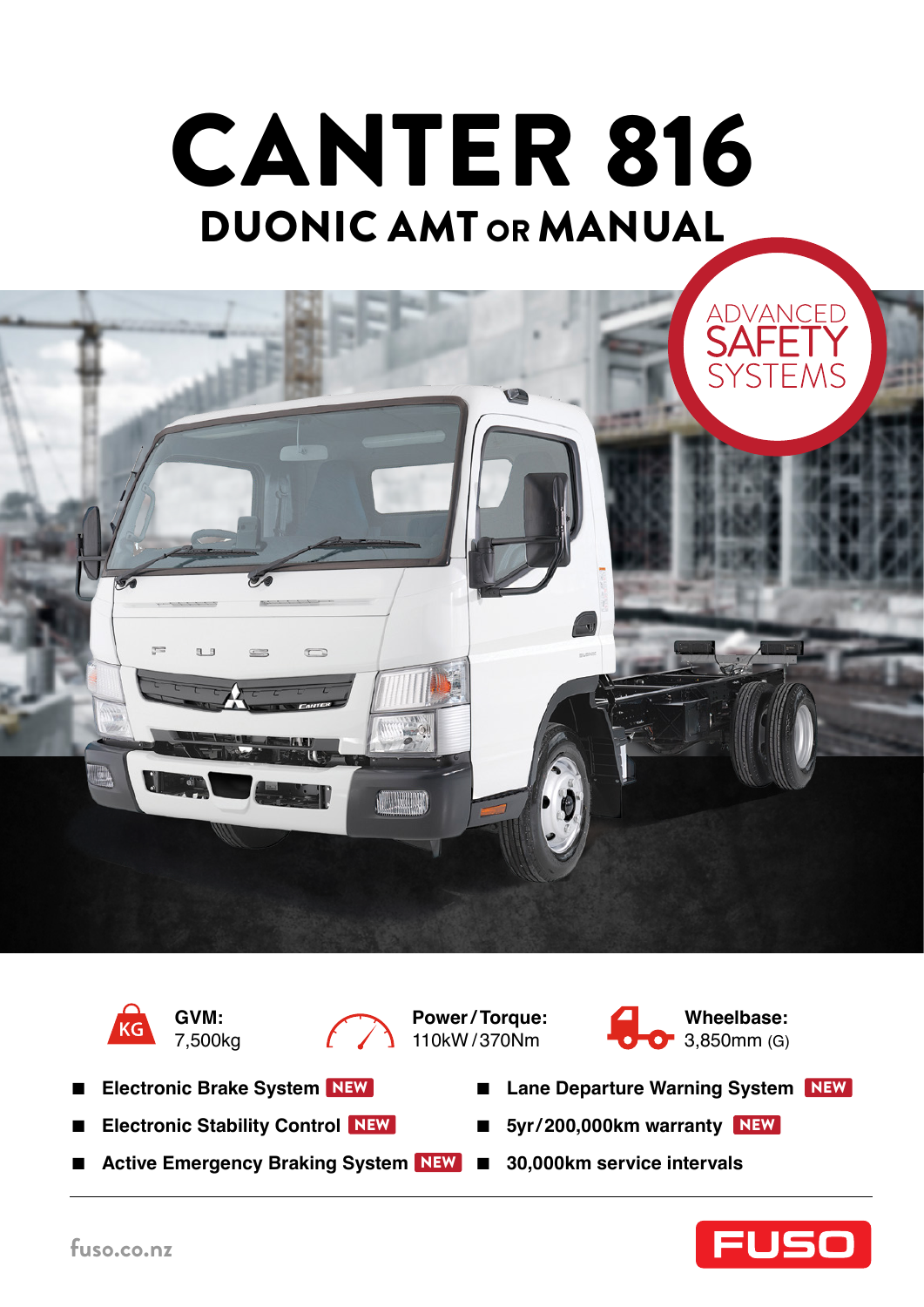# CANTER 816

## DUONIC AMT OR MANUAL

ADVANCED SAFETY SYSTEMS

**GVM:** 7,500kg

**Power/Torque:** 110kW/370Nm

**Wheelbase:** 3,850mm (G)

- **Electronic Brake System** NEW
- **Electronic Stability Control** NEW
- **Active Emergency Braking System** NEW
- **Lane Departure Warning System** NEW
- **5yr/200,000km warranty** NEW
- **30,000km service intervals**

fuso.co.nz

FUSO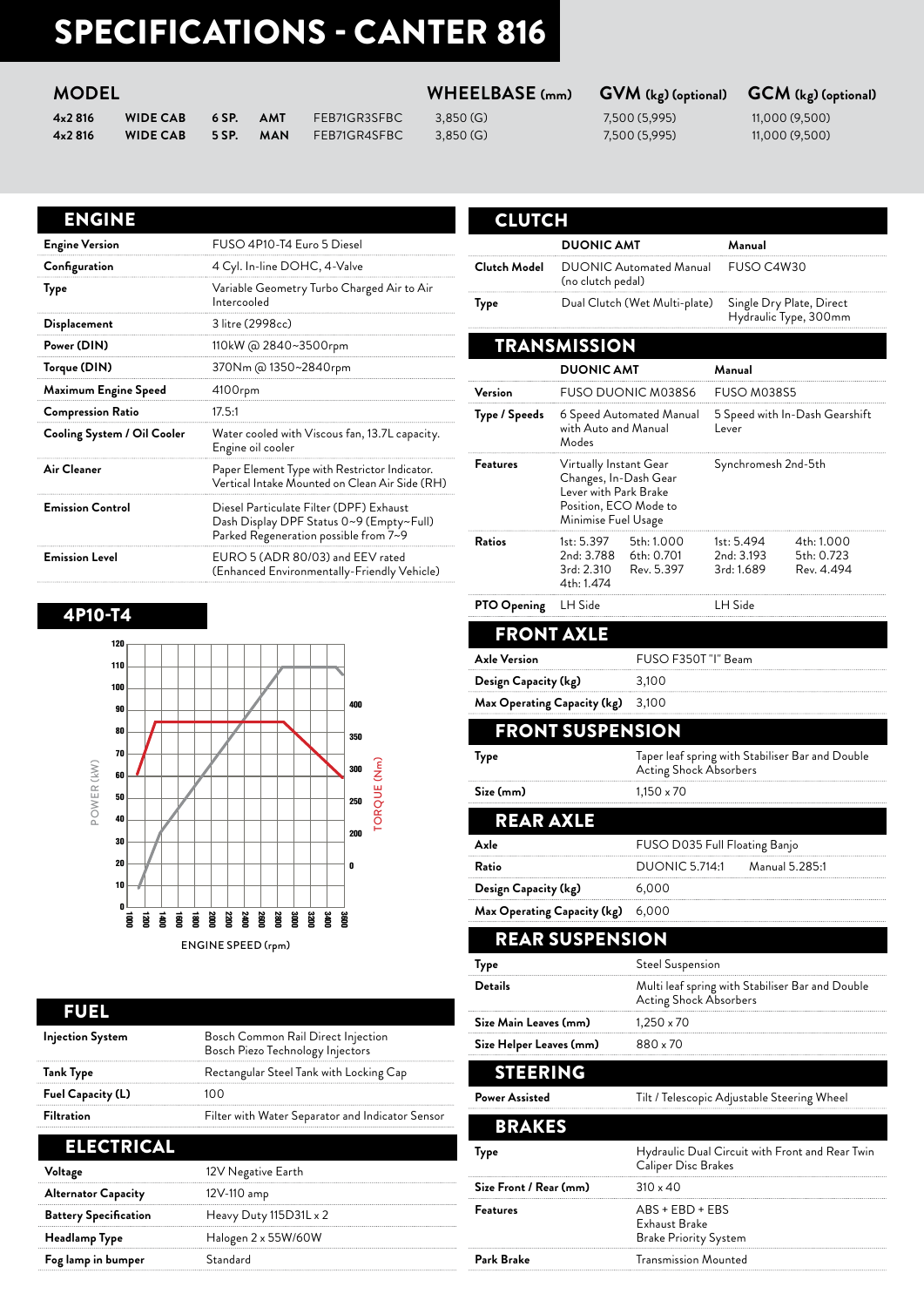# SPECIFICATIONS - CANTER 816

| MODEL | | | | | WHEELBASE (mm) | GVM (kg) (optional) | GCM (kg) (optional) |
|---|---|---|---|---|---|---|---|
| 4x2 816 | WIDE CAB | 6 SP. | AMT | FEB71GR3SFBC | 3,850 (G) | 7,500 (5,995) | 11,000 (9,500) |
| 4x2 816 | WIDE CAB | 5 SP. | MAN | FEB71GR4SFBC | 3,850 (G) | 7,500 (5,995) | 11,000 (9,500) |

## ENGINE

| | |
|---|---|
| **Engine Version** | FUSO 4P10-T4 Euro 5 Diesel |
| **Configuration** | 4 Cyl. In-line DOHC, 4-Valve |
| **Type** | Variable Geometry Turbo Charged Air to Air Intercooled |
| **Displacement** | 3 litre (2998cc) |
| **Power (DIN)** | 110kW @ 2840~3500rpm |
| **Torque (DIN)** | 370Nm @ 1350~2840rpm |
| **Maximum Engine Speed** | 4100rpm |
| **Compression Ratio** | 17.5:1 |
| **Cooling System / Oil Cooler** | Water cooled with Viscous fan, 13.7L capacity. Engine oil cooler |
| **Air Cleaner** | Paper Element Type with Restrictor Indicator. Vertical Intake Mounted on Clean Air Side (RH) |
| **Emission Control** | Diesel Particulate Filter (DPF) Exhaust. Dash Display DPF Status 0~9 (Empty~Full). Parked Regeneration possible from 7~9 |
| **Emission Level** | EURO 5 (ADR 80/03) and EEV rated (Enhanced Environmentally-Friendly Vehicle) |

## 4P10-T4

POWER (kW)
0 10 20 30 40 50 60 70 80 90 100 110 120

TORQUE (Nm)
0 200 250 300 350 400

ENGINE SPEED (rpm)
1000 1200 1400 1600 1800 2000 2200 2400 2600 2800 3000 3200 3400 3600

## FUEL

| | |
|---|---|
| **Injection System** | Bosch Common Rail Direct Injection. Bosch Piezo Technology Injectors |
| **Tank Type** | Rectangular Steel Tank with Locking Cap |
| **Fuel Capacity (L)** | 100 |
| **Filtration** | Filter with Water Separator and Indicator Sensor |

## ELECTRICAL

| | |
|---|---|
| **Voltage** | 12V Negative Earth |
| **Alternator Capacity** | 12V-110 amp |
| **Battery Specification** | Heavy Duty 115D31L x 2 |
| **Headlamp Type** | Halogen 2 x 55W/60W |
| **Fog lamp in bumper** | Standard |

## CLUTCH

| | DUONIC AMT | Manual |
|---|---|---|
| **Clutch Model** | DUONIC Automated Manual (no clutch pedal) | FUSO C4W30 |
| **Type** | Dual Clutch (Wet Multi-plate) | Single Dry Plate, Direct Hydraulic Type, 300mm |

## TRANSMISSION

| | DUONIC AMT | Manual |
|---|---|---|
| **Version** | FUSO DUONIC M038S6 | FUSO M038S5 |
| **Type / Speeds** | 6 Speed Automated Manual with Auto and Manual Modes | 5 Speed with In-Dash Gearshift Lever |
| **Features** | Virtually Instant Gear Changes, In-Dash Gear Lever with Park Brake Position, ECO Mode to Minimise Fuel Usage | Synchromesh 2nd-5th |
| **Ratios** | 1st: 5.397, 2nd: 3.788, 3rd: 2.310, 4th: 1.474, 5th: 1.000, 6th: 0.701, Rev. 5.397 | 1st: 5.494, 2nd: 3.193, 3rd: 1.689, 4th: 1.000, 5th: 0.723, Rev. 4.494 |
| **PTO Opening** | LH Side | LH Side |

## FRONT AXLE

| | |
|---|---|
| **Axle Version** | FUSO F350T "I" Beam |
| **Design Capacity (kg)** | 3,100 |
| **Max Operating Capacity (kg)** | 3,100 |

## FRONT SUSPENSION

| | |
|---|---|
| **Type** | Taper leaf spring with Stabiliser Bar and Double Acting Shock Absorbers |
| **Size (mm)** | 1,150 x 70 |

## REAR AXLE

| | |
|---|---|
| **Axle** | FUSO D035 Full Floating Banjo |
| **Ratio** | DUONIC 5.714:1 Manual 5.285:1 |
| **Design Capacity (kg)** | 6,000 |
| **Max Operating Capacity (kg)** | 6,000 |

## REAR SUSPENSION

| | |
|---|---|
| **Type** | Steel Suspension |
| **Details** | Multi leaf spring with Stabiliser Bar and Double Acting Shock Absorbers |
| **Size Main Leaves (mm)** | 1,250 x 70 |
| **Size Helper Leaves (mm)** | 880 x 70 |

## STEERING

| | |
|---|---|
| **Power Assisted** | Tilt / Telescopic Adjustable Steering Wheel |

## BRAKES

| | |
|---|---|
| **Type** | Hydraulic Dual Circuit with Front and Rear Twin Caliper Disc Brakes |
| **Size Front / Rear (mm)** | 310 x 40 |
| **Features** | ABS + EBD + EBS. Exhaust Brake. Brake Priority System |
| **Park Brake** | Transmission Mounted |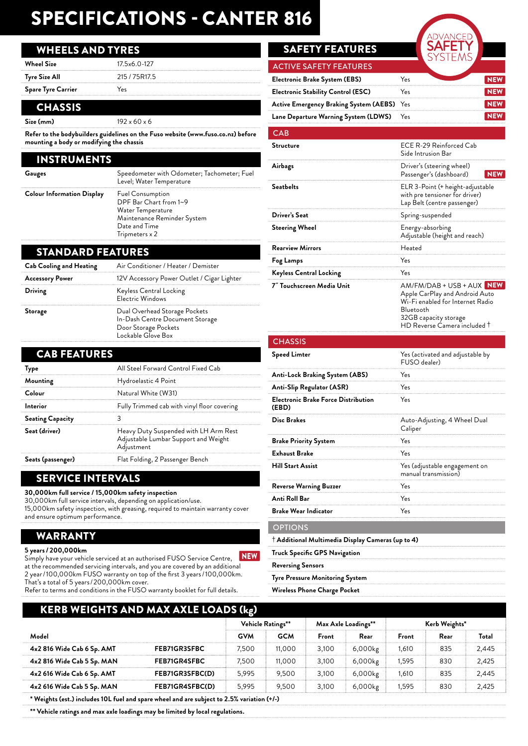# SPECIFICATIONS - CANTER 816

## WHEELS AND TYRES

| | |
|---|---|
| **Wheel Size** | 17.5x6.0-127 |
| **Tyre Size All** | 215 / 75R17.5 |
| **Spare Tyre Carrier** | Yes |

## CHASSIS

| | |
|---|---|
| **Size (mm)** | 192 x 60 x 6 |

**Refer to the bodybuilders guidelines on the Fuso website (www.fuso.co.nz) before mounting a body or modifying the chassis**

## INSTRUMENTS

| | |
|---|---|
| **Gauges** | Speedometer with Odometer; Tachometer; Fuel Level; Water Temperature |
| **Colour Information Display** | Fuel Consumption<br>DPF Bar Chart from 1~9<br>Water Temperature<br>Maintenance Reminder System<br>Date and Time<br>Tripmeters x 2 |

## STANDARD FEATURES

| | |
|---|---|
| **Cab Cooling and Heating** | Air Conditioner / Heater / Demister |
| **Accessory Power** | 12V Accessory Power Outlet / Cigar Lighter |
| **Driving** | Keyless Central Locking<br>Electric Windows |
| **Storage** | Dual Overhead Storage Pockets<br>In-Dash Centre Document Storage<br>Door Storage Pockets<br>Lockable Glove Box |

## CAB FEATURES

| | |
|---|---|
| **Type** | All Steel Forward Control Fixed Cab |
| **Mounting** | Hydroelastic 4 Point |
| **Colour** | Natural White (W31) |
| **Interior** | Fully Trimmed cab with vinyl floor covering |
| **Seating Capacity** | 3 |
| **Seat (driver)** | Heavy Duty Suspended with LH Arm Rest<br>Adjustable Lumbar Support and Weight Adjustment |
| **Seats (passenger)** | Flat Folding, 2 Passenger Bench |

## SERVICE INTERVALS

**30,000km full service / 15,000km safety inspection**
30,000km full service intervals, depending on application/use.
15,000km safety inspection, with greasing, required to maintain warranty cover and ensure optimum performance.

## WARRANTY

**5 years / 200,000km** NEW
Simply have your vehicle serviced at an authorised FUSO Service Centre, at the recommended servicing intervals, and you are covered by an additional 2 year / 100,000km FUSO warranty on top of the first 3 years / 100,000km. That's a total of 5 years / 200,000km cover.
Refer to terms and conditions in the FUSO warranty booklet for full details.

## SAFETY FEATURES

ADVANCED SAFETY SYSTEMS

### ACTIVE SAFETY FEATURES

| | | |
|---|---|---|
| **Electronic Brake System (EBS)** | Yes | NEW |
| **Electronic Stability Control (ESC)** | Yes | NEW |
| **Active Emergency Braking System (AEBS)** | Yes | NEW |
| **Lane Departure Warning System (LDWS)** | Yes | NEW |

### CAB

| | |
|---|---|
| **Structure** | ECE R-29 Reinforced Cab<br>Side Intrusion Bar |
| **Airbags** | Driver's (steering wheel)<br>Passenger's (dashboard) NEW |
| **Seatbelts** | ELR 3-Point (+ height-adjustable with pre tensioner for driver)<br>Lap Belt (centre passenger) |
| **Driver's Seat** | Spring-suspended |
| **Steering Wheel** | Energy-absorbing<br>Adjustable (height and reach) |
| **Rearview Mirrors** | Heated |
| **Fog Lamps** | Yes |
| **Keyless Central Locking** | Yes |
| **7" Touchscreen Media Unit** | AM/FM/DAB + USB + AUX NEW<br>Apple CarPlay and Android Auto<br>Wi-Fi enabled for Internet Radio<br>Bluetooth<br>32GB capacity storage<br>HD Reverse Camera included † |

### CHASSIS

| | |
|---|---|
| **Speed Limter** | Yes (activated and adjustable by FUSO dealer) |
| **Anti-Lock Braking System (ABS)** | Yes |
| **Anti-Slip Regulator (ASR)** | Yes |
| **Electronic Brake Force Distribution (EBD)** | Yes |
| **Disc Brakes** | Auto-Adjusting, 4 Wheel Dual Caliper |
| **Brake Priority System** | Yes |
| **Exhaust Brake** | Yes |
| **Hill Start Assist** | Yes (adjustable engagement on manual transmission) |
| **Reverse Warning Buzzer** | Yes |
| **Anti Roll Bar** | Yes |
| **Brake Wear Indicator** | Yes |

### OPTIONS

- **† Additional Multimedia Display Cameras (up to 4)**
- **Truck Specific GPS Navigation**
- **Reversing Sensors**
- **Tyre Pressure Monitoring System**
- **Wireless Phone Charge Pocket**

## KERB WEIGHTS AND MAX AXLE LOADS (kg)

| | | Vehicle Ratings** | | Max Axle Loadings** | | Kerb Weights* | | |
|---|---|---|---|---|---|---|---|---|
| **Model** | | **GVM** | **GCM** | **Front** | **Rear** | **Front** | **Rear** | **Total** |
| **4x2 816 Wide Cab 6 Sp. AMT** | **FEB71GR3SFBC** | 7,500 | 11,000 | 3,100 | 6,000kg | 1,610 | 835 | 2,445 |
| **4x2 816 Wide Cab 5 Sp. MAN** | **FEB71GR4SFBC** | 7,500 | 11,000 | 3,100 | 6,000kg | 1,595 | 830 | 2,425 |
| **4x2 616 Wide Cab 6 Sp. AMT** | **FEB71GR3SFBC(D)** | 5,995 | 9,500 | 3,100 | 6,000kg | 1,610 | 835 | 2,445 |
| **4x2 616 Wide Cab 5 Sp. MAN** | **FEB71GR4SFBC(D)** | 5,995 | 9,500 | 3,100 | 6,000kg | 1,595 | 830 | 2,425 |

**\* Weights (est.) includes 10L fuel and spare wheel and are subject to 2.5% variation (+/-)**

**\*\* Vehicle ratings and max axle loadings may be limited by local regulations.**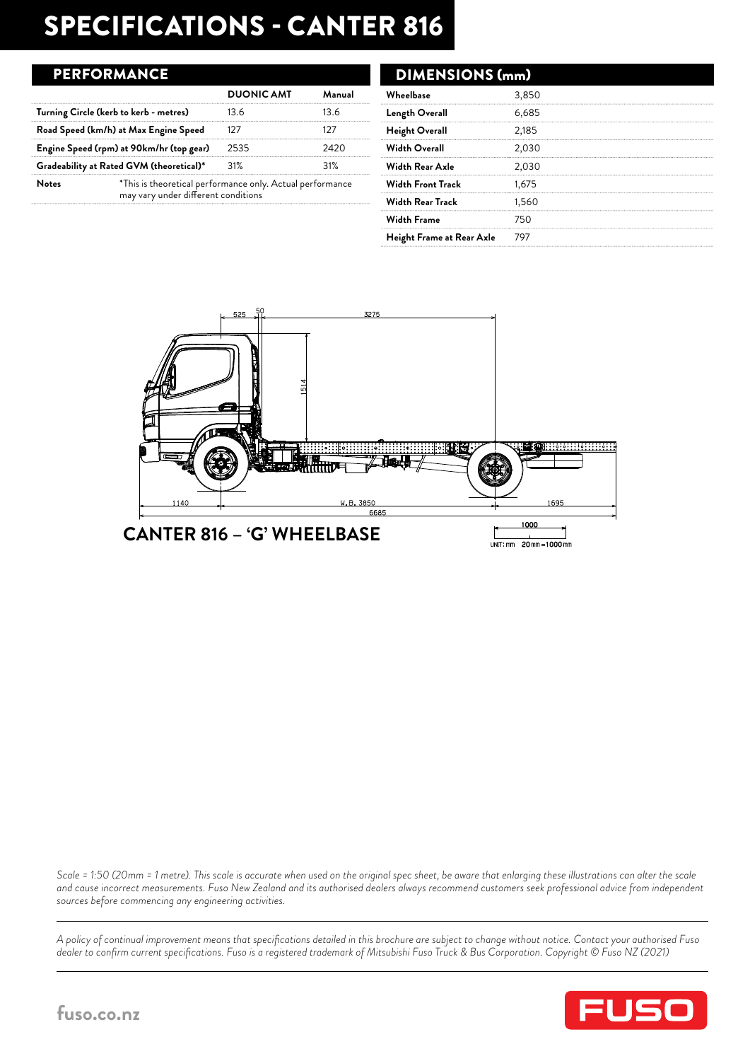# SPECIFICATIONS - CANTER 816

## PERFORMANCE

| | DUONIC AMT | Manual |
|---|---|---|
| Turning Circle (kerb to kerb - metres) | 13.6 | 13.6 |
| Road Speed (km/h) at Max Engine Speed | 127 | 127 |
| Engine Speed (rpm) at 90km/hr (top gear) | 2535 | 2420 |
| Gradeability at Rated GVM (theoretical)* | 31% | 31% |
| Notes | *This is theoretical performance only. Actual performance may vary under different conditions | |

## DIMENSIONS (mm)

| | |
|---|---|
| Wheelbase | 3,850 |
| Length Overall | 6,685 |
| Height Overall | 2,185 |
| Width Overall | 2,030 |
| Width Rear Axle | 2,030 |
| Width Front Track | 1,675 |
| Width Rear Track | 1,560 |
| Width Frame | 750 |
| Height Frame at Rear Axle | 797 |

525
50
3275
1514
1140
W.B. 3850
6685
1695

**CANTER 816 – 'G' WHEELBASE**

1000
UNIT: mm 20 mm = 1000 mm

*Scale = 1:50 (20mm = 1 metre). This scale is accurate when used on the original spec sheet, be aware that enlarging these illustrations can alter the scale and cause incorrect measurements. Fuso New Zealand and its authorised dealers always recommend customers seek professional advice from independent sources before commencing any engineering activities.*

*A policy of continual improvement means that specifications detailed in this brochure are subject to change without notice. Contact your authorised Fuso dealer to confirm current specifications. Fuso is a registered trademark of Mitsubishi Fuso Truck & Bus Corporation. Copyright © Fuso NZ (2021)*

fuso.co.nz

FUSO